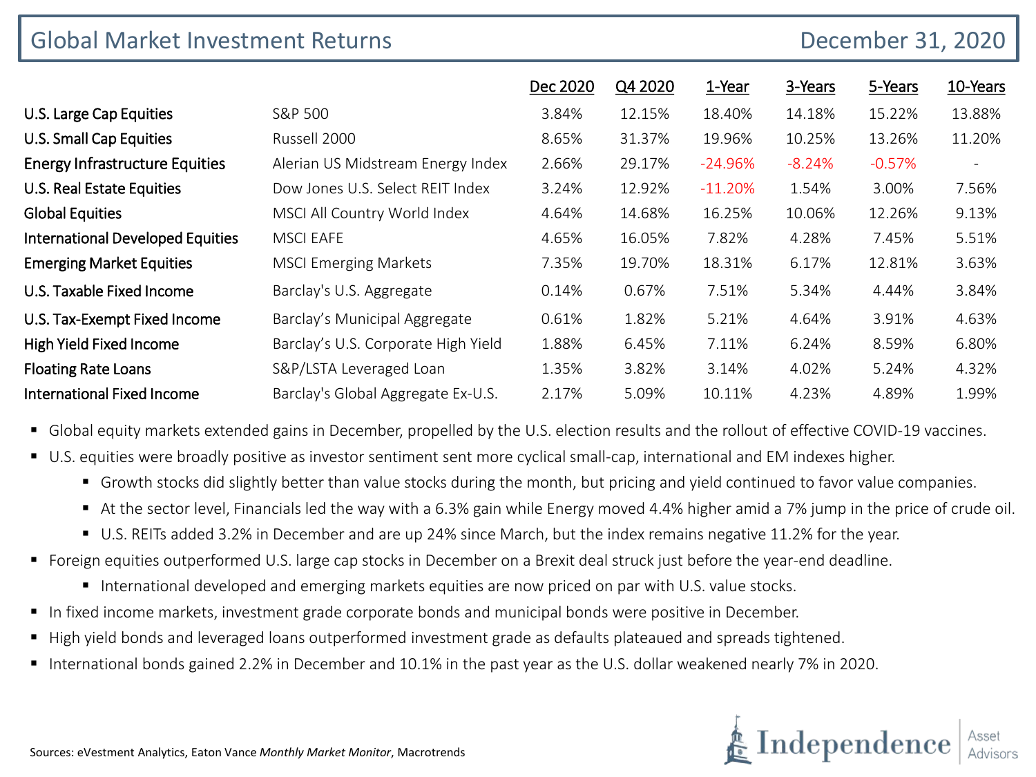# Global Market Investment Returns

December 31, 2020

| | | Dec 2020 | Q4 2020 | 1-Year | 3-Years | 5-Years | 10-Years |
|---|---|---|---|---|---|---|---|
| U.S. Large Cap Equities | S&P 500 | 3.84% | 12.15% | 18.40% | 14.18% | 15.22% | 13.88% |
| U.S. Small Cap Equities | Russell 2000 | 8.65% | 31.37% | 19.96% | 10.25% | 13.26% | 11.20% |
| Energy Infrastructure Equities | Alerian US Midstream Energy Index | 2.66% | 29.17% | -24.96% | -8.24% | -0.57% | - |
| U.S. Real Estate Equities | Dow Jones U.S. Select REIT Index | 3.24% | 12.92% | -11.20% | 1.54% | 3.00% | 7.56% |
| Global Equities | MSCI All Country World Index | 4.64% | 14.68% | 16.25% | 10.06% | 12.26% | 9.13% |
| International Developed Equities | MSCI EAFE | 4.65% | 16.05% | 7.82% | 4.28% | 7.45% | 5.51% |
| Emerging Market Equities | MSCI Emerging Markets | 7.35% | 19.70% | 18.31% | 6.17% | 12.81% | 3.63% |
| U.S. Taxable Fixed Income | Barclay's U.S. Aggregate | 0.14% | 0.67% | 7.51% | 5.34% | 4.44% | 3.84% |
| U.S. Tax-Exempt Fixed Income | Barclay's Municipal Aggregate | 0.61% | 1.82% | 5.21% | 4.64% | 3.91% | 4.63% |
| High Yield Fixed Income | Barclay's U.S. Corporate High Yield | 1.88% | 6.45% | 7.11% | 6.24% | 8.59% | 6.80% |
| Floating Rate Loans | S&P/LSTA Leveraged Loan | 1.35% | 3.82% | 3.14% | 4.02% | 5.24% | 4.32% |
| International Fixed Income | Barclay's Global Aggregate Ex-U.S. | 2.17% | 5.09% | 10.11% | 4.23% | 4.89% | 1.99% |

- Global equity markets extended gains in December, propelled by the U.S. election results and the rollout of effective COVID-19 vaccines.
- U.S. equities were broadly positive as investor sentiment sent more cyclical small-cap, international and EM indexes higher.
  - Growth stocks did slightly better than value stocks during the month, but pricing and yield continued to favor value companies.
  - At the sector level, Financials led the way with a 6.3% gain while Energy moved 4.4% higher amid a 7% jump in the price of crude oil.
  - U.S. REITs added 3.2% in December and are up 24% since March, but the index remains negative 11.2% for the year.
- Foreign equities outperformed U.S. large cap stocks in December on a Brexit deal struck just before the year-end deadline.
  - International developed and emerging markets equities are now priced on par with U.S. value stocks.
- In fixed income markets, investment grade corporate bonds and municipal bonds were positive in December.
- High yield bonds and leveraged loans outperformed investment grade as defaults plateaued and spreads tightened.
- International bonds gained 2.2% in December and 10.1% in the past year as the U.S. dollar weakened nearly 7% in 2020.

Sources: eVestment Analytics, Eaton Vance *Monthly Market Monitor*, Macrotrends

Independence Asset Advisors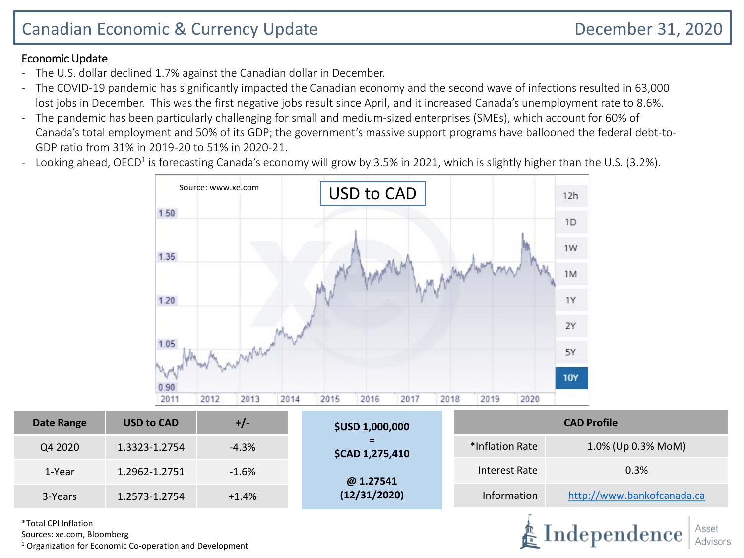# Canadian Economic & Currency Update

December 31, 2020

## Economic Update

- The U.S. dollar declined 1.7% against the Canadian dollar in December.
- The COVID-19 pandemic has significantly impacted the Canadian economy and the second wave of infections resulted in 63,000 lost jobs in December. This was the first negative jobs result since April, and it increased Canada's unemployment rate to 8.6%.
- The pandemic has been particularly challenging for small and medium-sized enterprises (SMEs), which account for 60% of Canada's total employment and 50% of its GDP; the government's massive support programs have ballooned the federal debt-to-GDP ratio from 31% in 2019-20 to 51% in 2020-21.
- Looking ahead, OECD[1] is forecasting Canada's economy will grow by 3.5% in 2021, which is slightly higher than the U.S. (3.2%).

Source: www.xe.com

USD to CAD

| Date Range | USD to CAD | +/- |
|---|---|---|
| Q4 2020 | 1.3323-1.2754 | -4.3% |
| 1-Year | 1.2962-1.2751 | -1.6% |
| 3-Years | 1.2573-1.2754 | +1.4% |

**$USD 1,000,000**
**=**
**$CAD 1,275,410**

**@ 1.27541**
**(12/31/2020)**

| CAD Profile | |
|---|---|
| *Inflation Rate | 1.0% (Up 0.3% MoM) |
| Interest Rate | 0.3% |
| Information | http://www.bankofcanada.ca |

*Total CPI Inflation
Sources: xe.com, Bloomberg
[1] Organization for Economic Co-operation and Development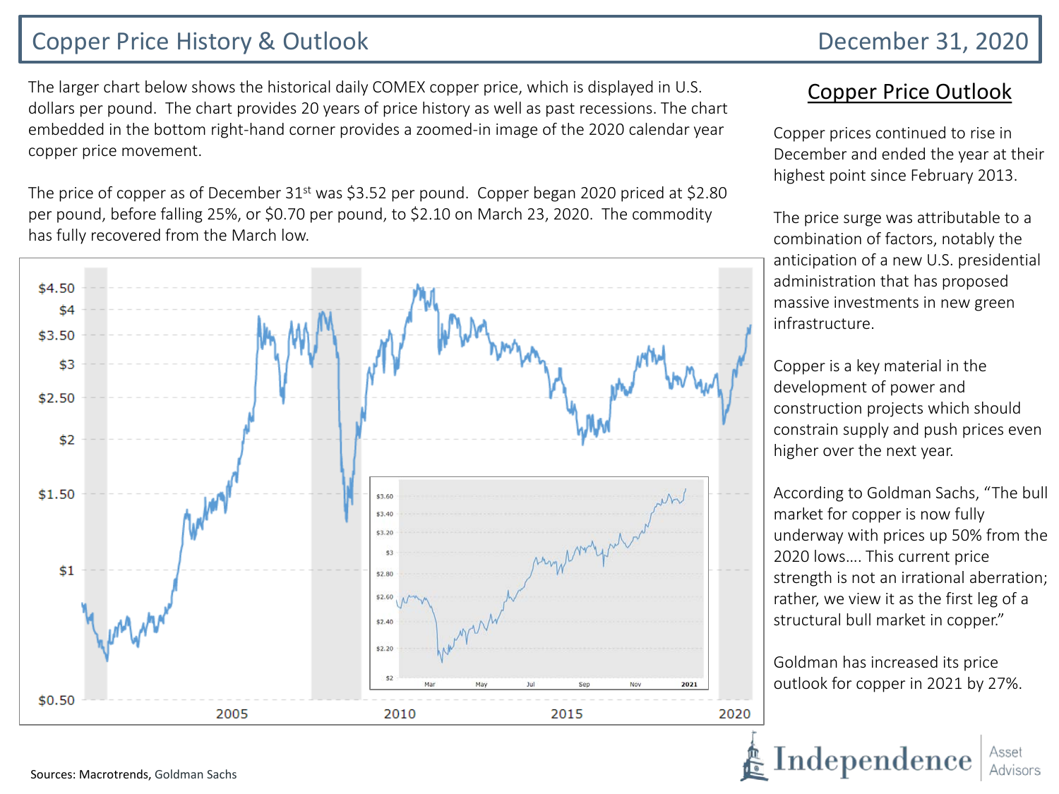# Copper Price History & Outlook

December 31, 2020

The larger chart below shows the historical daily COMEX copper price, which is displayed in U.S. dollars per pound. The chart provides 20 years of price history as well as past recessions. The chart embedded in the bottom right-hand corner provides a zoomed-in image of the 2020 calendar year copper price movement.

The price of copper as of December 31st was $3.52 per pound. Copper began 2020 priced at $2.80 per pound, before falling 25%, or $0.70 per pound, to $2.10 on March 23, 2020. The commodity has fully recovered from the March low.

## Copper Price Outlook

Copper prices continued to rise in December and ended the year at their highest point since February 2013.

The price surge was attributable to a combination of factors, notably the anticipation of a new U.S. presidential administration that has proposed massive investments in new green infrastructure.

Copper is a key material in the development of power and construction projects which should constrain supply and push prices even higher over the next year.

According to Goldman Sachs, "The bull market for copper is now fully underway with prices up 50% from the 2020 lows…. This current price strength is not an irrational aberration; rather, we view it as the first leg of a structural bull market in copper."

Goldman has increased its price outlook for copper in 2021 by 27%.

Sources: Macrotrends, Goldman Sachs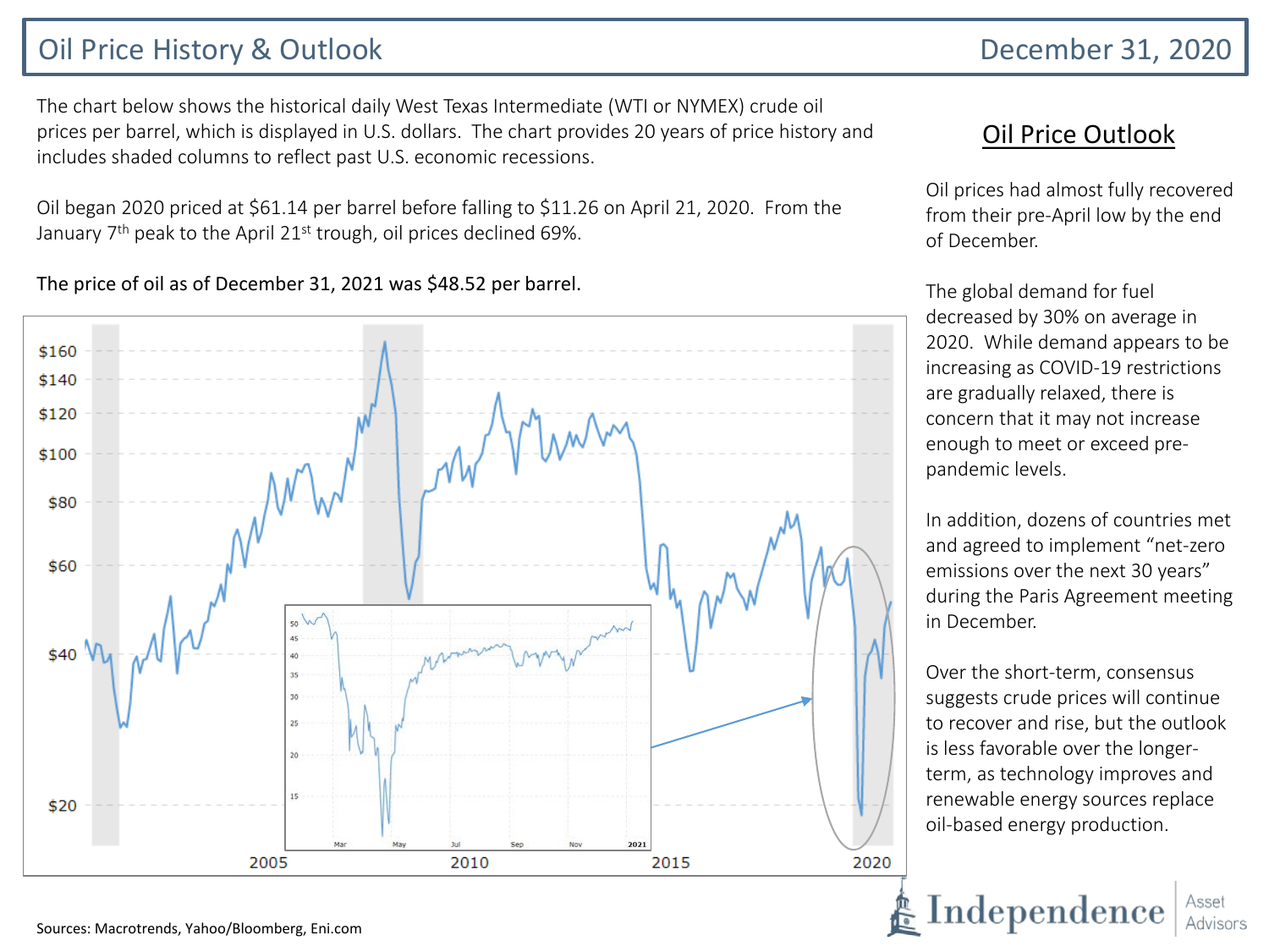# Oil Price History & Outlook

December 31, 2020

The chart below shows the historical daily West Texas Intermediate (WTI or NYMEX) crude oil prices per barrel, which is displayed in U.S. dollars. The chart provides 20 years of price history and includes shaded columns to reflect past U.S. economic recessions.

Oil began 2020 priced at $61.14 per barrel before falling to $11.26 on April 21, 2020. From the January 7th peak to the April 21st trough, oil prices declined 69%.

The price of oil as of December 31, 2021 was $48.52 per barrel.

$160
$140
$120
$100
$80
$60
$40
$20
2005
2010
2015
2020

50
45
40
35
30
25
20
15
Mar
May
Jul
Sep
Nov
2021

## Oil Price Outlook

Oil prices had almost fully recovered from their pre-April low by the end of December.

The global demand for fuel decreased by 30% on average in 2020. While demand appears to be increasing as COVID-19 restrictions are gradually relaxed, there is concern that it may not increase enough to meet or exceed pre-pandemic levels.

In addition, dozens of countries met and agreed to implement "net-zero emissions over the next 30 years" during the Paris Agreement meeting in December.

Over the short-term, consensus suggests crude prices will continue to recover and rise, but the outlook is less favorable over the longer-term, as technology improves and renewable energy sources replace oil-based energy production.

Sources: Macrotrends, Yahoo/Bloomberg, Eni.com

Independence Asset Advisors